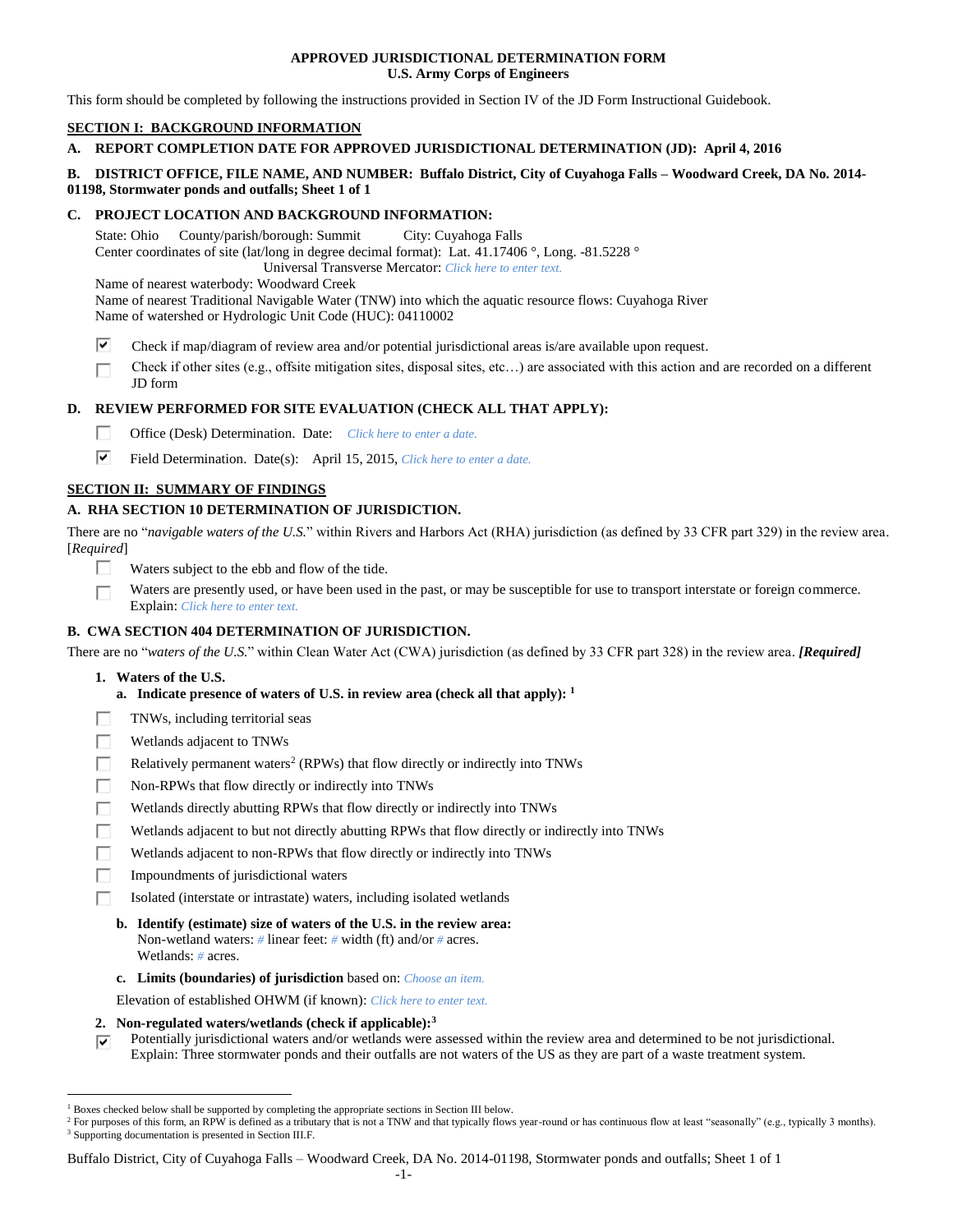**APPROVED JURISDICTIONAL DETERMINATION FORM**
**U.S. Army Corps of Engineers**

This form should be completed by following the instructions provided in Section IV of the JD Form Instructional Guidebook.

## SECTION I: BACKGROUND INFORMATION

**A. REPORT COMPLETION DATE FOR APPROVED JURISDICTIONAL DETERMINATION (JD): April 4, 2016**

**B. DISTRICT OFFICE, FILE NAME, AND NUMBER: Buffalo District, City of Cuyahoga Falls – Woodward Creek, DA No. 2014-01198, Stormwater ponds and outfalls; Sheet 1 of 1**

**C. PROJECT LOCATION AND BACKGROUND INFORMATION:**

State: Ohio County/parish/borough: Summit City: Cuyahoga Falls
Center coordinates of site (lat/long in degree decimal format): Lat. 41.17406 °, Long. -81.5228 °
Universal Transverse Mercator: *Click here to enter text.*
Name of nearest waterbody: Woodward Creek
Name of nearest Traditional Navigable Water (TNW) into which the aquatic resource flows: Cuyahoga River
Name of watershed or Hydrologic Unit Code (HUC): 04110002

☑ Check if map/diagram of review area and/or potential jurisdictional areas is/are available upon request.
☐ Check if other sites (e.g., offsite mitigation sites, disposal sites, etc…) are associated with this action and are recorded on a different JD form

**D. REVIEW PERFORMED FOR SITE EVALUATION (CHECK ALL THAT APPLY):**

☐ Office (Desk) Determination. Date: *Click here to enter a date.*
☑ Field Determination. Date(s): April 15, 2015, *Click here to enter a date.*

## SECTION II: SUMMARY OF FINDINGS

**A. RHA SECTION 10 DETERMINATION OF JURISDICTION.**

There are no "*navigable waters of the U.S.*" within Rivers and Harbors Act (RHA) jurisdiction (as defined by 33 CFR part 329) in the review area. [*Required*]

☐ Waters subject to the ebb and flow of the tide.
☐ Waters are presently used, or have been used in the past, or may be susceptible for use to transport interstate or foreign commerce. Explain: *Click here to enter text.*

**B. CWA SECTION 404 DETERMINATION OF JURISDICTION.**

There are no "*waters of the U.S.*" within Clean Water Act (CWA) jurisdiction (as defined by 33 CFR part 328) in the review area. ***[Required]***

**1. Waters of the U.S.**

**a. Indicate presence of waters of U.S. in review area (check all that apply):** [1]

☐ TNWs, including territorial seas
☐ Wetlands adjacent to TNWs
☐ Relatively permanent waters[2] (RPWs) that flow directly or indirectly into TNWs
☐ Non-RPWs that flow directly or indirectly into TNWs
☐ Wetlands directly abutting RPWs that flow directly or indirectly into TNWs
☐ Wetlands adjacent to but not directly abutting RPWs that flow directly or indirectly into TNWs
☐ Wetlands adjacent to non-RPWs that flow directly or indirectly into TNWs
☐ Impoundments of jurisdictional waters
☐ Isolated (interstate or intrastate) waters, including isolated wetlands

**b. Identify (estimate) size of waters of the U.S. in the review area:**
Non-wetland waters: *#* linear feet: *#* width (ft) and/or *#* acres.
Wetlands: *#* acres.

**c. Limits (boundaries) of jurisdiction** based on: *Choose an item.*

Elevation of established OHWM (if known): *Click here to enter text.*

**2. Non-regulated waters/wetlands (check if applicable):**[3]

☑ Potentially jurisdictional waters and/or wetlands were assessed within the review area and determined to be not jurisdictional. Explain: Three stormwater ponds and their outfalls are not waters of the US as they are part of a waste treatment system.

---

[1] Boxes checked below shall be supported by completing the appropriate sections in Section III below.
[2] For purposes of this form, an RPW is defined as a tributary that is not a TNW and that typically flows year-round or has continuous flow at least "seasonally" (e.g., typically 3 months).
[3] Supporting documentation is presented in Section III.F.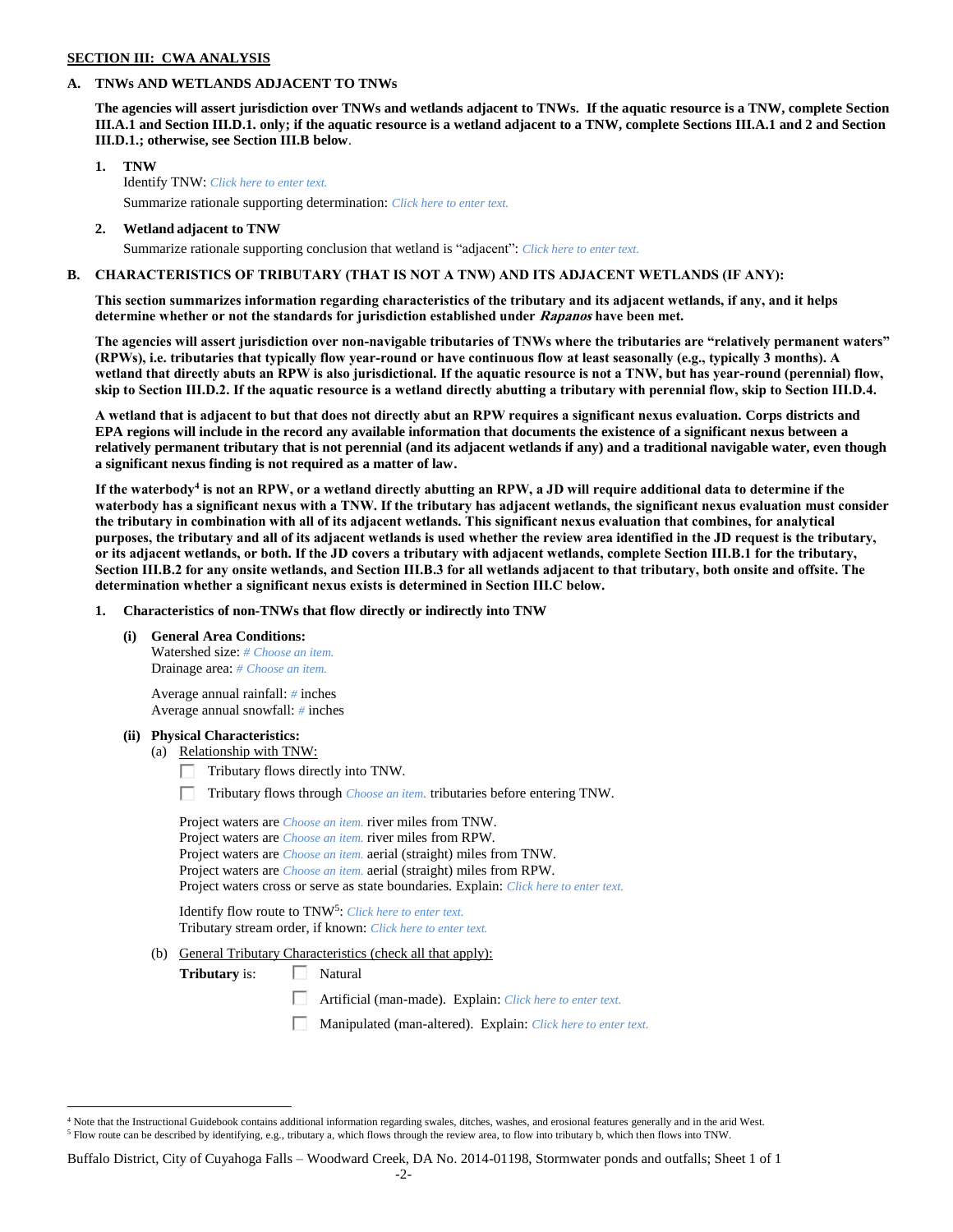**SECTION III: CWA ANALYSIS**

**A. TNWs AND WETLANDS ADJACENT TO TNWs**

**The agencies will assert jurisdiction over TNWs and wetlands adjacent to TNWs. If the aquatic resource is a TNW, complete Section III.A.1 and Section III.D.1. only; if the aquatic resource is a wetland adjacent to a TNW, complete Sections III.A.1 and 2 and Section III.D.1.; otherwise, see Section III.B below**.

**1. TNW**

Identify TNW: *Click here to enter text.*

Summarize rationale supporting determination: *Click here to enter text.*

**2. Wetland adjacent to TNW**

Summarize rationale supporting conclusion that wetland is "adjacent": *Click here to enter text.*

**B. CHARACTERISTICS OF TRIBUTARY (THAT IS NOT A TNW) AND ITS ADJACENT WETLANDS (IF ANY):**

**This section summarizes information regarding characteristics of the tributary and its adjacent wetlands, if any, and it helps determine whether or not the standards for jurisdiction established under *Rapanos* have been met.**

**The agencies will assert jurisdiction over non-navigable tributaries of TNWs where the tributaries are "relatively permanent waters" (RPWs), i.e. tributaries that typically flow year-round or have continuous flow at least seasonally (e.g., typically 3 months). A wetland that directly abuts an RPW is also jurisdictional. If the aquatic resource is not a TNW, but has year-round (perennial) flow, skip to Section III.D.2. If the aquatic resource is a wetland directly abutting a tributary with perennial flow, skip to Section III.D.4.**

**A wetland that is adjacent to but that does not directly abut an RPW requires a significant nexus evaluation. Corps districts and EPA regions will include in the record any available information that documents the existence of a significant nexus between a relatively permanent tributary that is not perennial (and its adjacent wetlands if any) and a traditional navigable water, even though a significant nexus finding is not required as a matter of law.**

**If the waterbody[4] is not an RPW, or a wetland directly abutting an RPW, a JD will require additional data to determine if the waterbody has a significant nexus with a TNW. If the tributary has adjacent wetlands, the significant nexus evaluation must consider the tributary in combination with all of its adjacent wetlands. This significant nexus evaluation that combines, for analytical purposes, the tributary and all of its adjacent wetlands is used whether the review area identified in the JD request is the tributary, or its adjacent wetlands, or both. If the JD covers a tributary with adjacent wetlands, complete Section III.B.1 for the tributary, Section III.B.2 for any onsite wetlands, and Section III.B.3 for all wetlands adjacent to that tributary, both onsite and offsite. The determination whether a significant nexus exists is determined in Section III.C below.**

**1. Characteristics of non-TNWs that flow directly or indirectly into TNW**

**(i) General Area Conditions:**

Watershed size: *# Choose an item.*
Drainage area: *# Choose an item.*

Average annual rainfall: *#* inches
Average annual snowfall: *#* inches

**(ii) Physical Characteristics:**

(a) Relationship with TNW:

☐ Tributary flows directly into TNW.

☐ Tributary flows through *Choose an item.* tributaries before entering TNW.

Project waters are *Choose an item.* river miles from TNW.
Project waters are *Choose an item.* river miles from RPW.
Project waters are *Choose an item.* aerial (straight) miles from TNW.
Project waters are *Choose an item.* aerial (straight) miles from RPW.
Project waters cross or serve as state boundaries. Explain: *Click here to enter text.*

Identify flow route to TNW[5]: *Click here to enter text.*
Tributary stream order, if known: *Click here to enter text.*

(b) General Tributary Characteristics (check all that apply):

**Tributary** is: ☐ Natural

☐ Artificial (man-made). Explain: *Click here to enter text.*

☐ Manipulated (man-altered). Explain: *Click here to enter text.*

---

[4] Note that the Instructional Guidebook contains additional information regarding swales, ditches, washes, and erosional features generally and in the arid West.

[5] Flow route can be described by identifying, e.g., tributary a, which flows through the review area, to flow into tributary b, which then flows into TNW.

Buffalo District, City of Cuyahoga Falls – Woodward Creek, DA No. 2014-01198, Stormwater ponds and outfalls; Sheet 1 of 1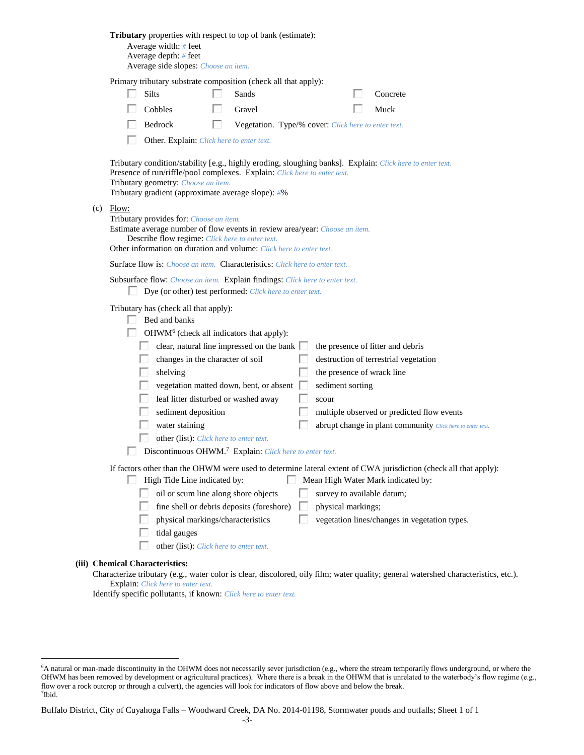**Tributary** properties with respect to top of bank (estimate):

Average width: # feet
Average depth: # feet
Average side slopes: Choose an item.

Primary tributary substrate composition (check all that apply):

- ☐ Silts
- ☐ Sands
- ☐ Concrete
- ☐ Cobbles
- ☐ Gravel
- ☐ Muck
- ☐ Bedrock
- ☐ Vegetation. Type/% cover: Click here to enter text.
- ☐ Other. Explain: Click here to enter text.

Tributary condition/stability [e.g., highly eroding, sloughing banks]. Explain: Click here to enter text.
Presence of run/riffle/pool complexes. Explain: Click here to enter text.
Tributary geometry: Choose an item.
Tributary gradient (approximate average slope): #%

(c) Flow:

Tributary provides for: Choose an item.
Estimate average number of flow events in review area/year: Choose an item.
Describe flow regime: Click here to enter text.
Other information on duration and volume: Click here to enter text.

Surface flow is: Choose an item. Characteristics: Click here to enter text.

Subsurface flow: Choose an item. Explain findings: Click here to enter text.

- ☐ Dye (or other) test performed: Click here to enter text.

Tributary has (check all that apply):

- ☐ Bed and banks
- ☐ OHWM[6] (check all indicators that apply):
  - ☐ clear, natural line impressed on the bank
  - ☐ the presence of litter and debris
  - ☐ changes in the character of soil
  - ☐ destruction of terrestrial vegetation
  - ☐ shelving
  - ☐ the presence of wrack line
  - ☐ vegetation matted down, bent, or absent
  - ☐ sediment sorting
  - ☐ leaf litter disturbed or washed away
  - ☐ scour
  - ☐ sediment deposition
  - ☐ multiple observed or predicted flow events
  - ☐ water staining
  - ☐ abrupt change in plant community Click here to enter text.
  - ☐ other (list): Click here to enter text.
- ☐ Discontinuous OHWM.[7] Explain: Click here to enter text.

If factors other than the OHWM were used to determine lateral extent of CWA jurisdiction (check all that apply):

- ☐ High Tide Line indicated by:
  - ☐ oil or scum line along shore objects
  - ☐ fine shell or debris deposits (foreshore)
  - ☐ physical markings/characteristics
  - ☐ tidal gauges
  - ☐ other (list): Click here to enter text.
- ☐ Mean High Water Mark indicated by:
  - ☐ survey to available datum;
  - ☐ physical markings;
  - ☐ vegetation lines/changes in vegetation types.

**(iii) Chemical Characteristics:**

Characterize tributary (e.g., water color is clear, discolored, oily film; water quality; general watershed characteristics, etc.).
Explain: Click here to enter text.
Identify specific pollutants, if known: Click here to enter text.

---

[6]A natural or man-made discontinuity in the OHWM does not necessarily sever jurisdiction (e.g., where the stream temporarily flows underground, or where the OHWM has been removed by development or agricultural practices). Where there is a break in the OHWM that is unrelated to the waterbody's flow regime (e.g., flow over a rock outcrop or through a culvert), the agencies will look for indicators of flow above and below the break.
[7]Ibid.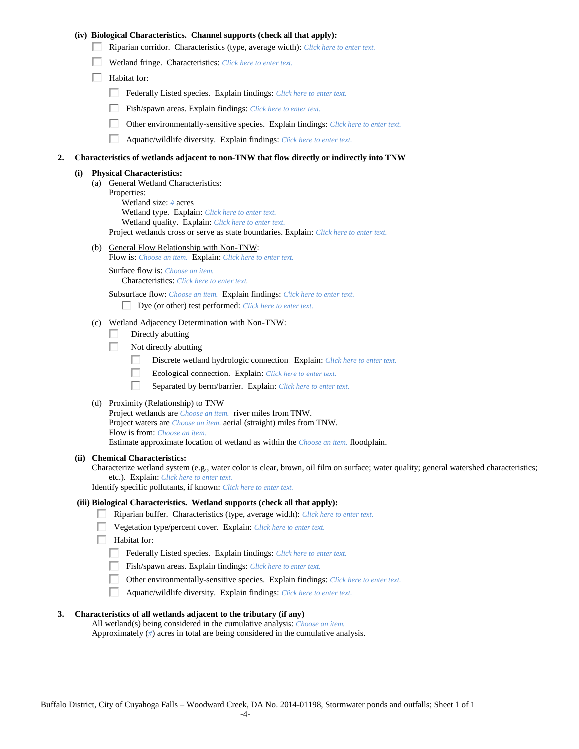**(iv) Biological Characteristics. Channel supports (check all that apply):**

- ☐ Riparian corridor. Characteristics (type, average width): *Click here to enter text.*
- ☐ Wetland fringe. Characteristics: *Click here to enter text.*
- ☐ Habitat for:
  - ☐ Federally Listed species. Explain findings: *Click here to enter text.*
  - ☐ Fish/spawn areas. Explain findings: *Click here to enter text.*
  - ☐ Other environmentally-sensitive species. Explain findings: *Click here to enter text.*
  - ☐ Aquatic/wildlife diversity. Explain findings: *Click here to enter text.*

**2. Characteristics of wetlands adjacent to non-TNW that flow directly or indirectly into TNW**

**(i) Physical Characteristics:**

(a) General Wetland Characteristics:

Properties:

Wetland size: *#* acres

Wetland type. Explain: *Click here to enter text.*

Wetland quality. Explain: *Click here to enter text.*

Project wetlands cross or serve as state boundaries. Explain: *Click here to enter text.*

(b) General Flow Relationship with Non-TNW:

Flow is: *Choose an item.* Explain: *Click here to enter text.*

Surface flow is: *Choose an item.*

Characteristics: *Click here to enter text.*

Subsurface flow: *Choose an item.* Explain findings: *Click here to enter text.*

- ☐ Dye (or other) test performed: *Click here to enter text.*

(c) Wetland Adjacency Determination with Non-TNW:

- ☐ Directly abutting
- ☐ Not directly abutting
  - ☐ Discrete wetland hydrologic connection. Explain: *Click here to enter text.*
  - ☐ Ecological connection. Explain: *Click here to enter text.*
  - ☐ Separated by berm/barrier. Explain: *Click here to enter text.*

(d) Proximity (Relationship) to TNW

Project wetlands are *Choose an item.* river miles from TNW.

Project waters are *Choose an item.* aerial (straight) miles from TNW.

Flow is from: *Choose an item.*

Estimate approximate location of wetland as within the *Choose an item.* floodplain.

**(ii) Chemical Characteristics:**

Characterize wetland system (e.g., water color is clear, brown, oil film on surface; water quality; general watershed characteristics; etc.). Explain: *Click here to enter text.*

Identify specific pollutants, if known: *Click here to enter text.*

**(iii) Biological Characteristics. Wetland supports (check all that apply):**

- ☐ Riparian buffer. Characteristics (type, average width): *Click here to enter text.*
- ☐ Vegetation type/percent cover. Explain: *Click here to enter text.*
- ☐ Habitat for:
  - ☐ Federally Listed species. Explain findings: *Click here to enter text.*
  - ☐ Fish/spawn areas. Explain findings: *Click here to enter text.*
  - ☐ Other environmentally-sensitive species. Explain findings: *Click here to enter text.*
  - ☐ Aquatic/wildlife diversity. Explain findings: *Click here to enter text.*

**3. Characteristics of all wetlands adjacent to the tributary (if any)**

All wetland(s) being considered in the cumulative analysis: *Choose an item.*

Approximately (*#*) acres in total are being considered in the cumulative analysis.

Buffalo District, City of Cuyahoga Falls – Woodward Creek, DA No. 2014-01198, Stormwater ponds and outfalls; Sheet 1 of 1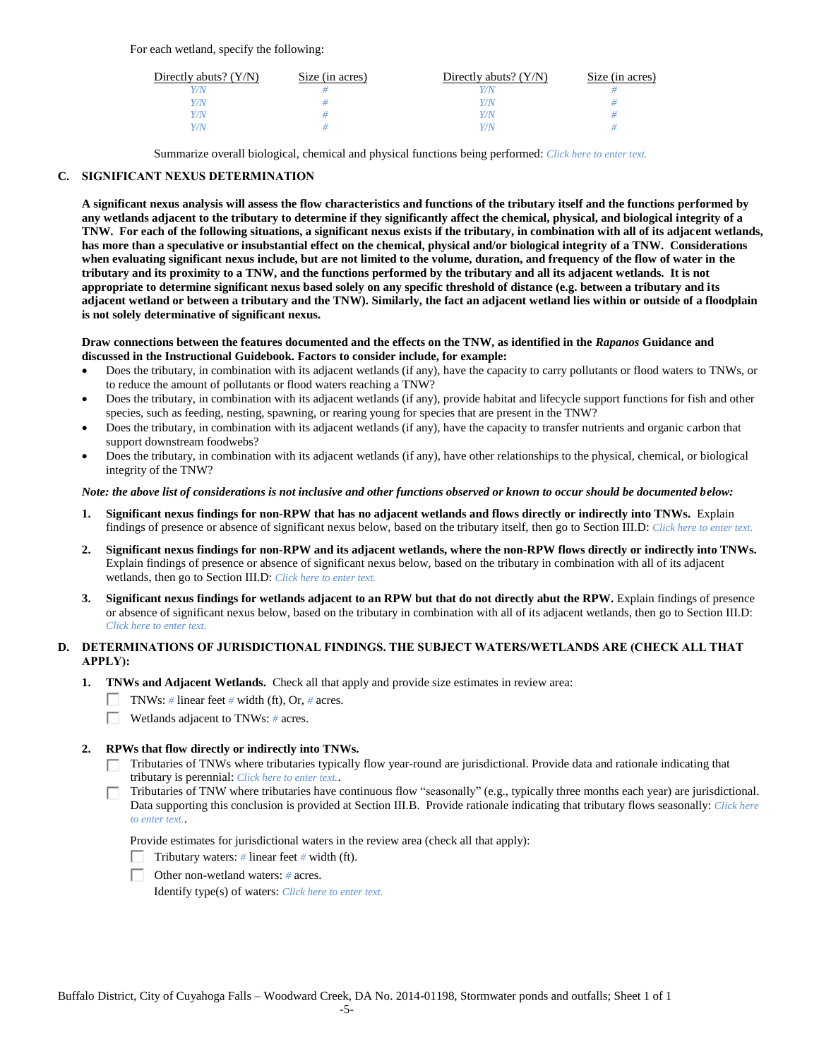For each wetland, specify the following:

| Directly abuts? (Y/N) | Size (in acres) | Directly abuts? (Y/N) | Size (in acres) |
|---|---|---|---|
| Y/N | # | Y/N | # |
| Y/N | # | Y/N | # |
| Y/N | # | Y/N | # |
| Y/N | # | Y/N | # |

Summarize overall biological, chemical and physical functions being performed: Click here to enter text.

### C. SIGNIFICANT NEXUS DETERMINATION

**A significant nexus analysis will assess the flow characteristics and functions of the tributary itself and the functions performed by any wetlands adjacent to the tributary to determine if they significantly affect the chemical, physical, and biological integrity of a TNW. For each of the following situations, a significant nexus exists if the tributary, in combination with all of its adjacent wetlands, has more than a speculative or insubstantial effect on the chemical, physical and/or biological integrity of a TNW. Considerations when evaluating significant nexus include, but are not limited to the volume, duration, and frequency of the flow of water in the tributary and its proximity to a TNW, and the functions performed by the tributary and all its adjacent wetlands. It is not appropriate to determine significant nexus based solely on any specific threshold of distance (e.g. between a tributary and its adjacent wetland or between a tributary and the TNW). Similarly, the fact an adjacent wetland lies within or outside of a floodplain is not solely determinative of significant nexus.**

**Draw connections between the features documented and the effects on the TNW, as identified in the *Rapanos* Guidance and discussed in the Instructional Guidebook. Factors to consider include, for example:**

- Does the tributary, in combination with its adjacent wetlands (if any), have the capacity to carry pollutants or flood waters to TNWs, or to reduce the amount of pollutants or flood waters reaching a TNW?
- Does the tributary, in combination with its adjacent wetlands (if any), provide habitat and lifecycle support functions for fish and other species, such as feeding, nesting, spawning, or rearing young for species that are present in the TNW?
- Does the tributary, in combination with its adjacent wetlands (if any), have the capacity to transfer nutrients and organic carbon that support downstream foodwebs?
- Does the tributary, in combination with its adjacent wetlands (if any), have other relationships to the physical, chemical, or biological integrity of the TNW?

***Note: the above list of considerations is not inclusive and other functions observed or known to occur should be documented below:***

1. **Significant nexus findings for non-RPW that has no adjacent wetlands and flows directly or indirectly into TNWs.** Explain findings of presence or absence of significant nexus below, based on the tributary itself, then go to Section III.D: Click here to enter text.

2. **Significant nexus findings for non-RPW and its adjacent wetlands, where the non-RPW flows directly or indirectly into TNWs.** Explain findings of presence or absence of significant nexus below, based on the tributary in combination with all of its adjacent wetlands, then go to Section III.D: Click here to enter text.

3. **Significant nexus findings for wetlands adjacent to an RPW but that do not directly abut the RPW.** Explain findings of presence or absence of significant nexus below, based on the tributary in combination with all of its adjacent wetlands, then go to Section III.D: Click here to enter text.

### D. DETERMINATIONS OF JURISDICTIONAL FINDINGS. THE SUBJECT WATERS/WETLANDS ARE (CHECK ALL THAT APPLY):

1. **TNWs and Adjacent Wetlands.** Check all that apply and provide size estimates in review area:
   - ☐ TNWs: # linear feet # width (ft), Or, # acres.
   - ☐ Wetlands adjacent to TNWs: # acres.

2. **RPWs that flow directly or indirectly into TNWs.**
   - ☐ Tributaries of TNWs where tributaries typically flow year-round are jurisdictional. Provide data and rationale indicating that tributary is perennial: Click here to enter text..
   - ☐ Tributaries of TNW where tributaries have continuous flow "seasonally" (e.g., typically three months each year) are jurisdictional. Data supporting this conclusion is provided at Section III.B. Provide rationale indicating that tributary flows seasonally: Click here to enter text..

   Provide estimates for jurisdictional waters in the review area (check all that apply):
   - ☐ Tributary waters: # linear feet # width (ft).
   - ☐ Other non-wetland waters: # acres.
     Identify type(s) of waters: Click here to enter text.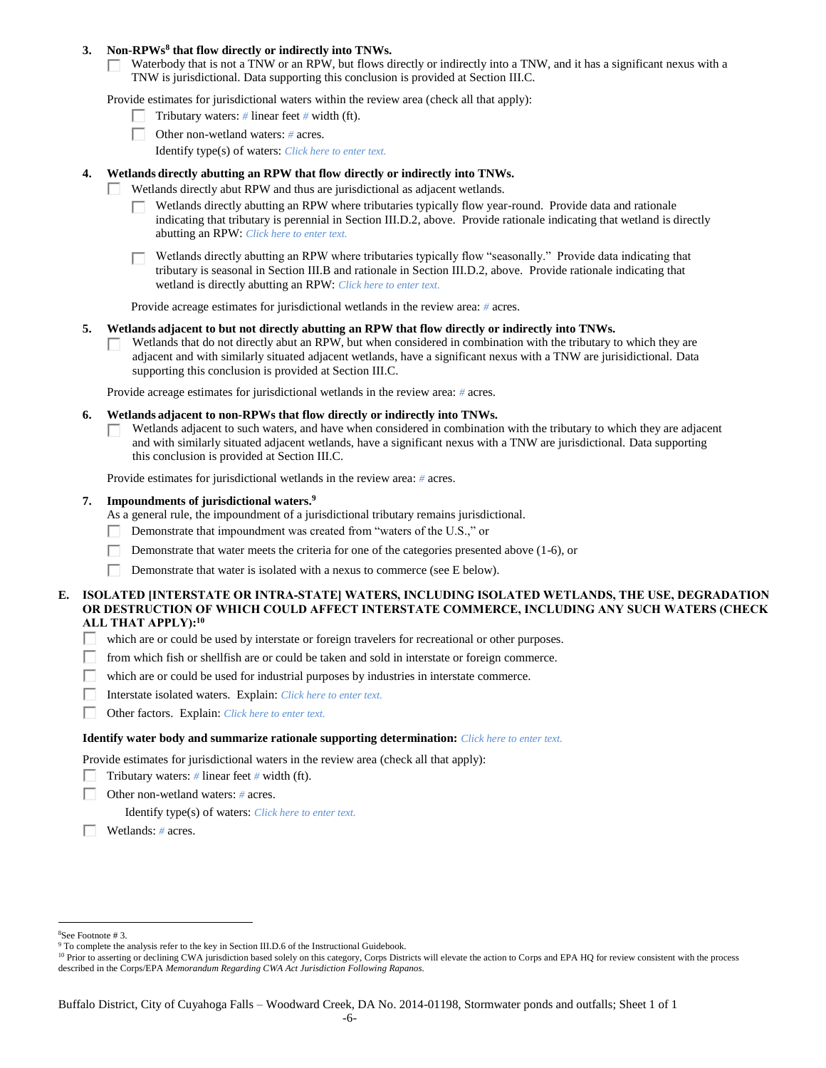3. **Non-RPWs[8] that flow directly or indirectly into TNWs.**

   ☐ Waterbody that is not a TNW or an RPW, but flows directly or indirectly into a TNW, and it has a significant nexus with a TNW is jurisdictional. Data supporting this conclusion is provided at Section III.C.

   Provide estimates for jurisdictional waters within the review area (check all that apply):

   ☐ Tributary waters: # linear feet # width (ft).

   ☐ Other non-wetland waters: # acres.

   Identify type(s) of waters: *Click here to enter text.*

4. **Wetlands directly abutting an RPW that flow directly or indirectly into TNWs.**

   ☐ Wetlands directly abut RPW and thus are jurisdictional as adjacent wetlands.

   ☐ Wetlands directly abutting an RPW where tributaries typically flow year-round. Provide data and rationale indicating that tributary is perennial in Section III.D.2, above. Provide rationale indicating that wetland is directly abutting an RPW: *Click here to enter text.*

   ☐ Wetlands directly abutting an RPW where tributaries typically flow "seasonally." Provide data indicating that tributary is seasonal in Section III.B and rationale in Section III.D.2, above. Provide rationale indicating that wetland is directly abutting an RPW: *Click here to enter text.*

   Provide acreage estimates for jurisdictional wetlands in the review area: # acres.

5. **Wetlands adjacent to but not directly abutting an RPW that flow directly or indirectly into TNWs.**

   ☐ Wetlands that do not directly abut an RPW, but when considered in combination with the tributary to which they are adjacent and with similarly situated adjacent wetlands, have a significant nexus with a TNW are jurisidictional. Data supporting this conclusion is provided at Section III.C.

   Provide acreage estimates for jurisdictional wetlands in the review area: # acres.

6. **Wetlands adjacent to non-RPWs that flow directly or indirectly into TNWs.**

   ☐ Wetlands adjacent to such waters, and have when considered in combination with the tributary to which they are adjacent and with similarly situated adjacent wetlands, have a significant nexus with a TNW are jurisdictional. Data supporting this conclusion is provided at Section III.C.

   Provide estimates for jurisdictional wetlands in the review area: # acres.

7. **Impoundments of jurisdictional waters.[9]**

   As a general rule, the impoundment of a jurisdictional tributary remains jurisdictional.

   ☐ Demonstrate that impoundment was created from "waters of the U.S.," or

   ☐ Demonstrate that water meets the criteria for one of the categories presented above (1-6), or

   ☐ Demonstrate that water is isolated with a nexus to commerce (see E below).

**E. ISOLATED [INTERSTATE OR INTRA-STATE] WATERS, INCLUDING ISOLATED WETLANDS, THE USE, DEGRADATION OR DESTRUCTION OF WHICH COULD AFFECT INTERSTATE COMMERCE, INCLUDING ANY SUCH WATERS (CHECK ALL THAT APPLY):[10]**

☐ which are or could be used by interstate or foreign travelers for recreational or other purposes.

☐ from which fish or shellfish are or could be taken and sold in interstate or foreign commerce.

☐ which are or could be used for industrial purposes by industries in interstate commerce.

☐ Interstate isolated waters. Explain: *Click here to enter text.*

☐ Other factors. Explain: *Click here to enter text.*

**Identify water body and summarize rationale supporting determination:** *Click here to enter text.*

Provide estimates for jurisdictional waters in the review area (check all that apply):

☐ Tributary waters: # linear feet # width (ft).

☐ Other non-wetland waters: # acres.

Identify type(s) of waters: *Click here to enter text.*

☐ Wetlands: # acres.

---

[8]See Footnote # 3.

[9] To complete the analysis refer to the key in Section III.D.6 of the Instructional Guidebook.

[10] Prior to asserting or declining CWA jurisdiction based solely on this category, Corps Districts will elevate the action to Corps and EPA HQ for review consistent with the process described in the Corps/EPA *Memorandum Regarding CWA Act Jurisdiction Following Rapanos.*

Buffalo District, City of Cuyahoga Falls – Woodward Creek, DA No. 2014-01198, Stormwater ponds and outfalls; Sheet 1 of 1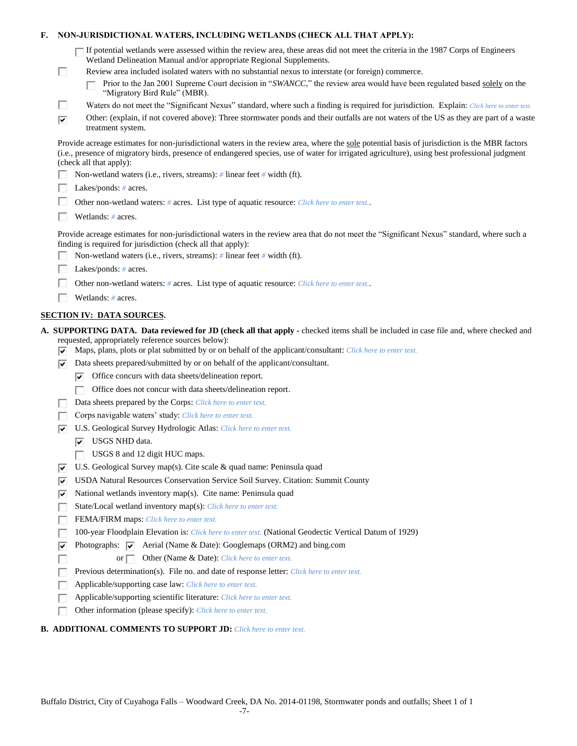**F. NON-JURISDICTIONAL WATERS, INCLUDING WETLANDS (CHECK ALL THAT APPLY):**

☐ If potential wetlands were assessed within the review area, these areas did not meet the criteria in the 1987 Corps of Engineers Wetland Delineation Manual and/or appropriate Regional Supplements.

☐ Review area included isolated waters with no substantial nexus to interstate (or foreign) commerce.

- ☐ Prior to the Jan 2001 Supreme Court decision in "*SWANCC*," the review area would have been regulated based solely on the "Migratory Bird Rule" (MBR).

☐ Waters do not meet the "Significant Nexus" standard, where such a finding is required for jurisdiction. Explain: *Click here to enter text.*

☑ Other: (explain, if not covered above): Three stormwater ponds and their outfalls are not waters of the US as they are part of a waste treatment system.

Provide acreage estimates for non-jurisdictional waters in the review area, where the sole potential basis of jurisdiction is the MBR factors (i.e., presence of migratory birds, presence of endangered species, use of water for irrigated agriculture), using best professional judgment (check all that apply):

☐ Non-wetland waters (i.e., rivers, streams): # linear feet # width (ft).

☐ Lakes/ponds: # acres.

☐ Other non-wetland waters: # acres. List type of aquatic resource: *Click here to enter text.*.

☐ Wetlands: # acres.

Provide acreage estimates for non-jurisdictional waters in the review area that do not meet the "Significant Nexus" standard, where such a finding is required for jurisdiction (check all that apply):

☐ Non-wetland waters (i.e., rivers, streams): # linear feet # width (ft).

☐ Lakes/ponds: # acres.

☐ Other non-wetland waters: # acres. List type of aquatic resource: *Click here to enter text.*.

☐ Wetlands: # acres.

## SECTION IV: DATA SOURCES.

**A. SUPPORTING DATA. Data reviewed for JD (check all that apply** - checked items shall be included in case file and, where checked and requested, appropriately reference sources below):

☑ Maps, plans, plots or plat submitted by or on behalf of the applicant/consultant: *Click here to enter text.*

☑ Data sheets prepared/submitted by or on behalf of the applicant/consultant.

- ☑ Office concurs with data sheets/delineation report.
- ☐ Office does not concur with data sheets/delineation report.

☐ Data sheets prepared by the Corps: *Click here to enter text.*

☐ Corps navigable waters' study: *Click here to enter text.*

☑ U.S. Geological Survey Hydrologic Atlas: *Click here to enter text.*

- ☑ USGS NHD data.
- ☐ USGS 8 and 12 digit HUC maps.

☑ U.S. Geological Survey map(s). Cite scale & quad name: Peninsula quad

☑ USDA Natural Resources Conservation Service Soil Survey. Citation: Summit County

☑ National wetlands inventory map(s). Cite name: Peninsula quad

☐ State/Local wetland inventory map(s): *Click here to enter text.*

☐ FEMA/FIRM maps: *Click here to enter text.*

☐ 100-year Floodplain Elevation is: *Click here to enter text.* (National Geodectic Vertical Datum of 1929)

☑ Photographs: ☑ Aerial (Name & Date): Googlemaps (ORM2) and bing.com

☐ or ☐ Other (Name & Date): *Click here to enter text.*

☐ Previous determination(s). File no. and date of response letter: *Click here to enter text.*

☐ Applicable/supporting case law: *Click here to enter text.*

☐ Applicable/supporting scientific literature: *Click here to enter text.*

☐ Other information (please specify): *Click here to enter text.*

**B. ADDITIONAL COMMENTS TO SUPPORT JD:** *Click here to enter text.*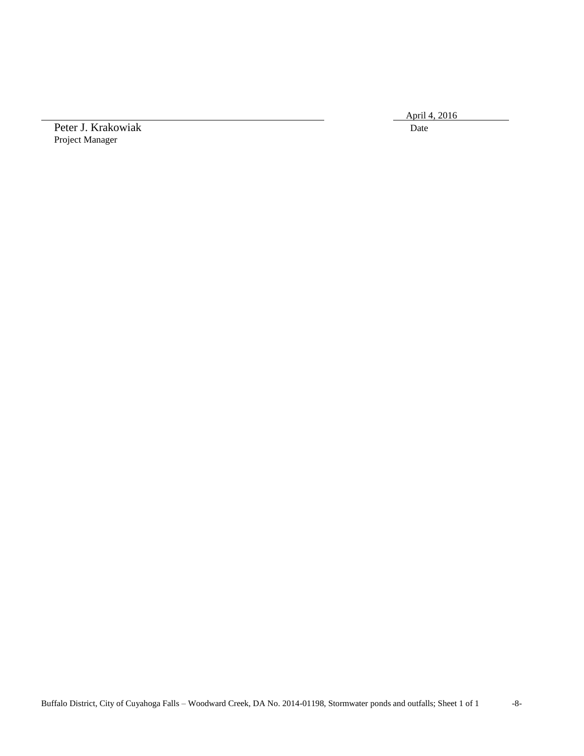Peter J. Krakowiak
Project Manager

April 4, 2016
Date